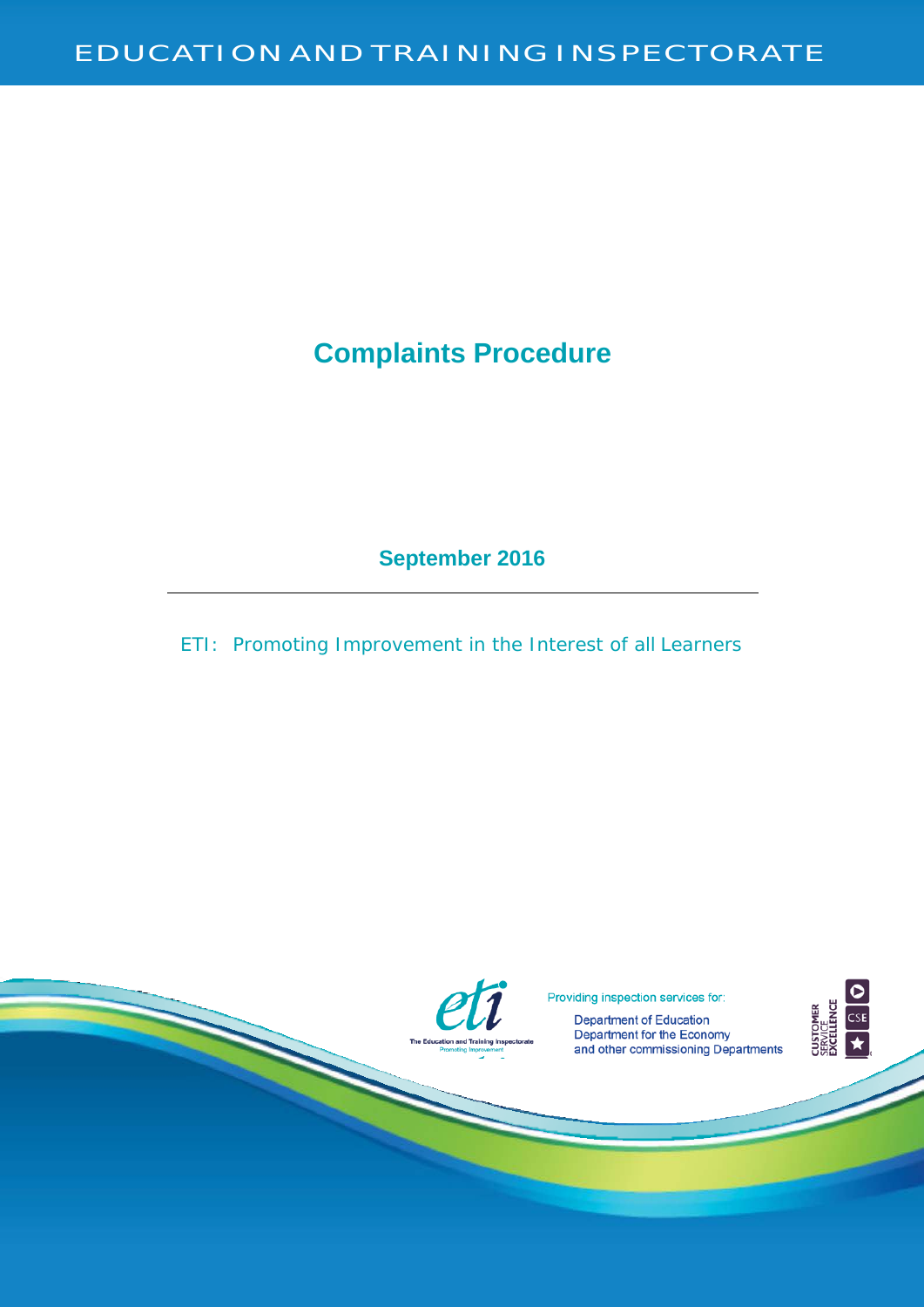EDUCATION AND TRAINING INSPECTORATE

# Complaints Procedure

**September 2016**

---

ETI: Promoting Improvement in the Interest of all Learners

Providing inspection services for:

Department of Education
Department for the Economy
and other commissioning Departments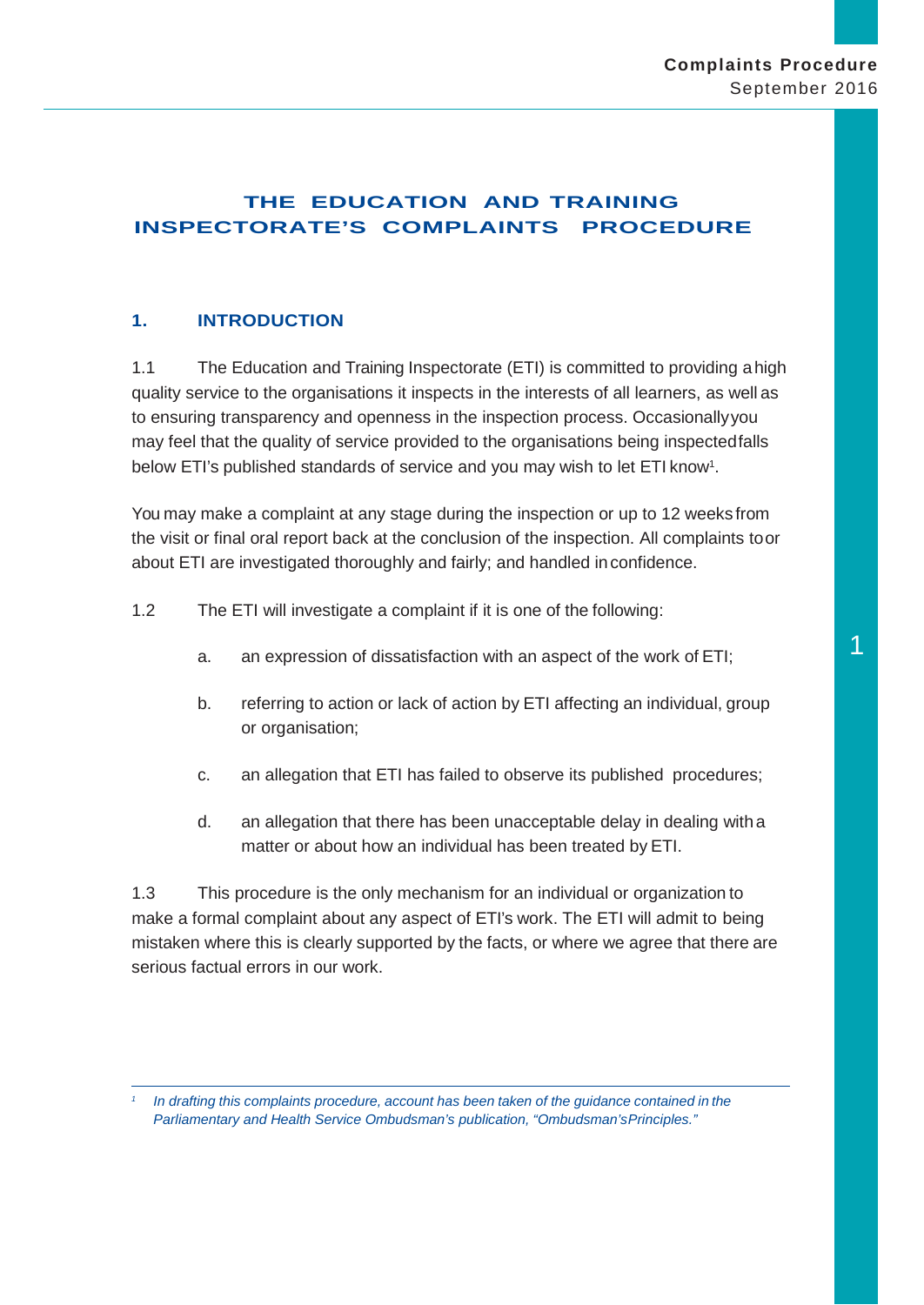# THE EDUCATION AND TRAINING INSPECTORATE'S COMPLAINTS PROCEDURE

## 1. INTRODUCTION

1.1 The Education and Training Inspectorate (ETI) is committed to providing a high quality service to the organisations it inspects in the interests of all learners, as well as to ensuring transparency and openness in the inspection process. Occasionally you may feel that the quality of service provided to the organisations being inspected falls below ETI's published standards of service and you may wish to let ETI know[1].

You may make a complaint at any stage during the inspection or up to 12 weeks from the visit or final oral report back at the conclusion of the inspection. All complaints to or about ETI are investigated thoroughly and fairly; and handled in confidence.

1.2 The ETI will investigate a complaint if it is one of the following:

a. an expression of dissatisfaction with an aspect of the work of ETI;

b. referring to action or lack of action by ETI affecting an individual, group or organisation;

c. an allegation that ETI has failed to observe its published procedures;

d. an allegation that there has been unacceptable delay in dealing with a matter or about how an individual has been treated by ETI.

1.3 This procedure is the only mechanism for an individual or organization to make a formal complaint about any aspect of ETI's work. The ETI will admit to being mistaken where this is clearly supported by the facts, or where we agree that there are serious factual errors in our work.

---

[1] *In drafting this complaints procedure, account has been taken of the guidance contained in the Parliamentary and Health Service Ombudsman's publication, "Ombudsman's Principles."*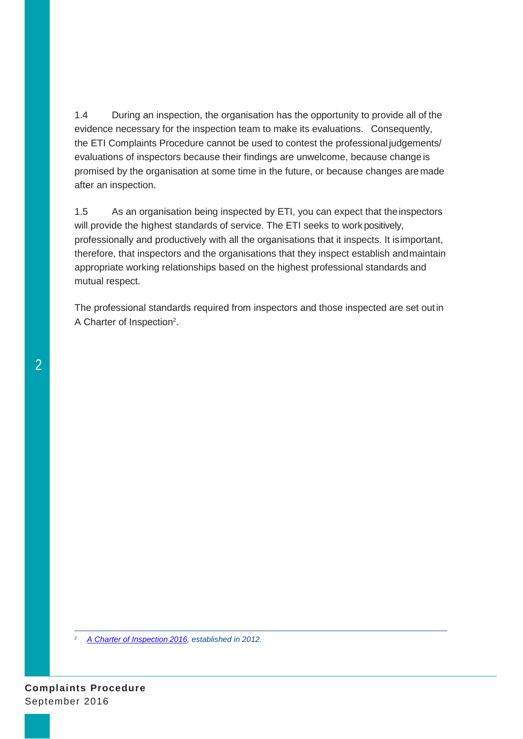1.4 During an inspection, the organisation has the opportunity to provide all of the evidence necessary for the inspection team to make its evaluations. Consequently, the ETI Complaints Procedure cannot be used to contest the professional judgements/ evaluations of inspectors because their findings are unwelcome, because change is promised by the organisation at some time in the future, or because changes are made after an inspection.

1.5 As an organisation being inspected by ETI, you can expect that the inspectors will provide the highest standards of service. The ETI seeks to work positively, professionally and productively with all the organisations that it inspects. It is important, therefore, that inspectors and the organisations that they inspect establish and maintain appropriate working relationships based on the highest professional standards and mutual respect.

The professional standards required from inspectors and those inspected are set out in A Charter of Inspection[2].

---

[2] *A Charter of Inspection 2016, established in 2012.*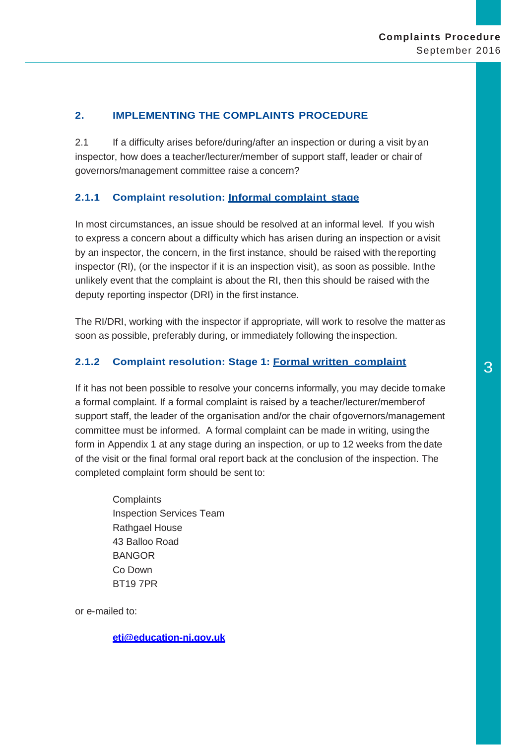## 2. IMPLEMENTING THE COMPLAINTS PROCEDURE

2.1 If a difficulty arises before/during/after an inspection or during a visit by an inspector, how does a teacher/lecturer/member of support staff, leader or chair of governors/management committee raise a concern?

### 2.1.1 Complaint resolution: Informal complaint stage

In most circumstances, an issue should be resolved at an informal level. If you wish to express a concern about a difficulty which has arisen during an inspection or a visit by an inspector, the concern, in the first instance, should be raised with the reporting inspector (RI), (or the inspector if it is an inspection visit), as soon as possible. In the unlikely event that the complaint is about the RI, then this should be raised with the deputy reporting inspector (DRI) in the first instance.

The RI/DRI, working with the inspector if appropriate, will work to resolve the matter as soon as possible, preferably during, or immediately following the inspection.

### 2.1.2 Complaint resolution: Stage 1: Formal written complaint

If it has not been possible to resolve your concerns informally, you may decide to make a formal complaint. If a formal complaint is raised by a teacher/lecturer/member of support staff, the leader of the organisation and/or the chair of governors/management committee must be informed. A formal complaint can be made in writing, using the form in Appendix 1 at any stage during an inspection, or up to 12 weeks from the date of the visit or the final formal oral report back at the conclusion of the inspection. The completed complaint form should be sent to:

Complaints  
Inspection Services Team  
Rathgael House  
43 Balloo Road  
BANGOR  
Co Down  
BT19 7PR

or e-mailed to:

**eti@education-ni.gov.uk**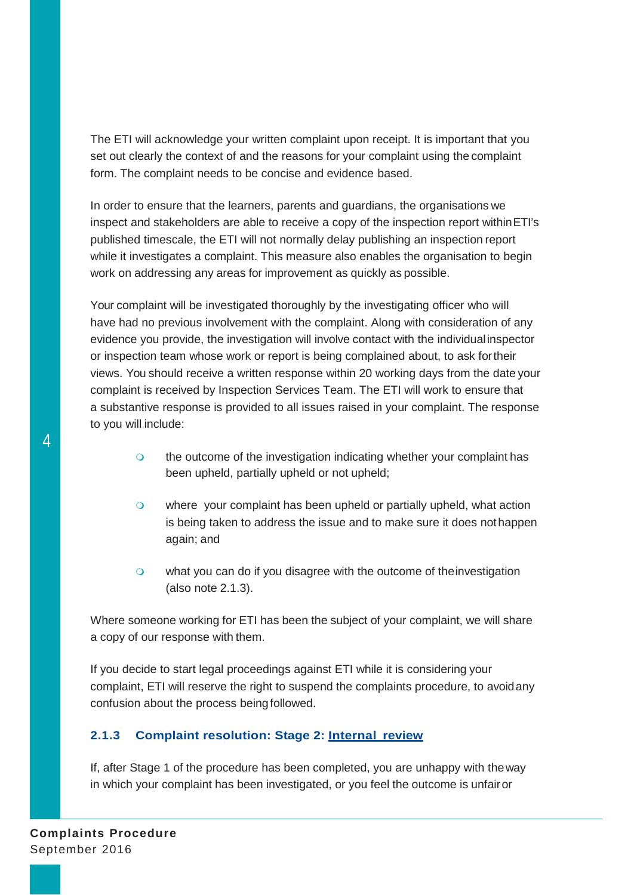The ETI will acknowledge your written complaint upon receipt. It is important that you set out clearly the context of and the reasons for your complaint using the complaint form. The complaint needs to be concise and evidence based.

In order to ensure that the learners, parents and guardians, the organisations we inspect and stakeholders are able to receive a copy of the inspection report within ETI's published timescale, the ETI will not normally delay publishing an inspection report while it investigates a complaint. This measure also enables the organisation to begin work on addressing any areas for improvement as quickly as possible.

Your complaint will be investigated thoroughly by the investigating officer who will have had no previous involvement with the complaint. Along with consideration of any evidence you provide, the investigation will involve contact with the individual inspector or inspection team whose work or report is being complained about, to ask for their views. You should receive a written response within 20 working days from the date your complaint is received by Inspection Services Team. The ETI will work to ensure that a substantive response is provided to all issues raised in your complaint. The response to you will include:

- the outcome of the investigation indicating whether your complaint has been upheld, partially upheld or not upheld;
- where your complaint has been upheld or partially upheld, what action is being taken to address the issue and to make sure it does not happen again; and
- what you can do if you disagree with the outcome of the investigation (also note 2.1.3).

Where someone working for ETI has been the subject of your complaint, we will share a copy of our response with them.

If you decide to start legal proceedings against ETI while it is considering your complaint, ETI will reserve the right to suspend the complaints procedure, to avoid any confusion about the process being followed.

### 2.1.3 Complaint resolution: Stage 2: Internal review

If, after Stage 1 of the procedure has been completed, you are unhappy with the way in which your complaint has been investigated, or you feel the outcome is unfair or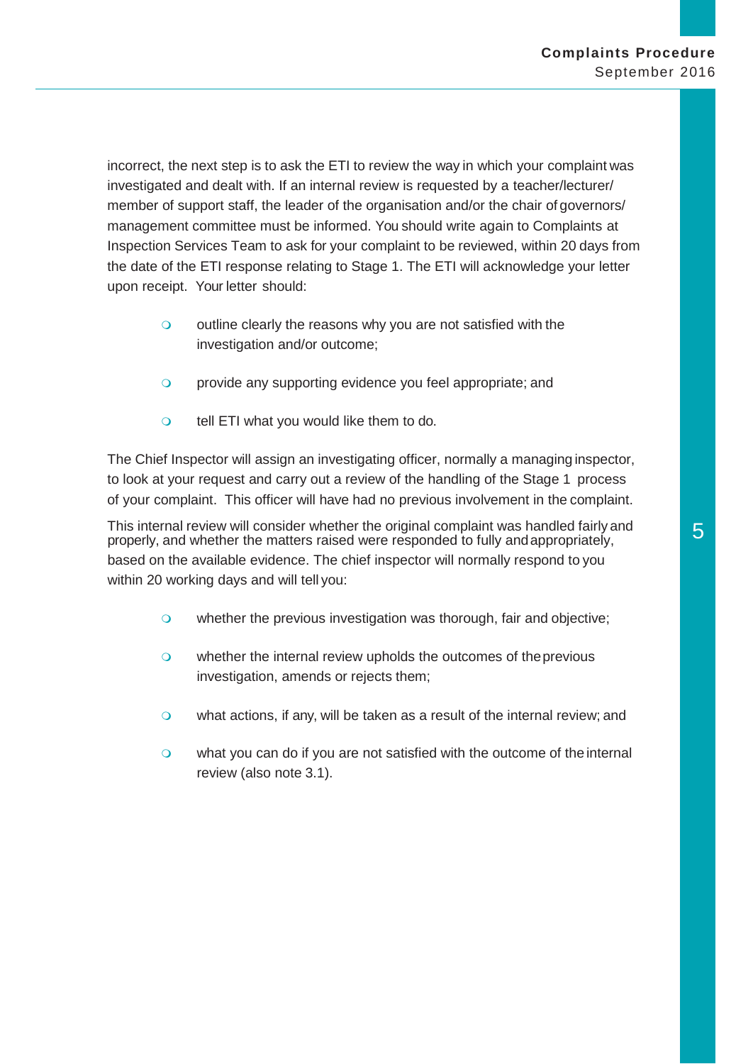incorrect, the next step is to ask the ETI to review the way in which your complaint was investigated and dealt with. If an internal review is requested by a teacher/lecturer/ member of support staff, the leader of the organisation and/or the chair of governors/ management committee must be informed. You should write again to Complaints at Inspection Services Team to ask for your complaint to be reviewed, within 20 days from the date of the ETI response relating to Stage 1. The ETI will acknowledge your letter upon receipt. Your letter should:

- outline clearly the reasons why you are not satisfied with the investigation and/or outcome;
- provide any supporting evidence you feel appropriate; and
- tell ETI what you would like them to do.

The Chief Inspector will assign an investigating officer, normally a managing inspector, to look at your request and carry out a review of the handling of the Stage 1 process of your complaint. This officer will have had no previous involvement in the complaint.

This internal review will consider whether the original complaint was handled fairly and properly, and whether the matters raised were responded to fully and appropriately, based on the available evidence. The chief inspector will normally respond to you within 20 working days and will tell you:

- whether the previous investigation was thorough, fair and objective;
- whether the internal review upholds the outcomes of the previous investigation, amends or rejects them;
- what actions, if any, will be taken as a result of the internal review; and
- what you can do if you are not satisfied with the outcome of the internal review (also note 3.1).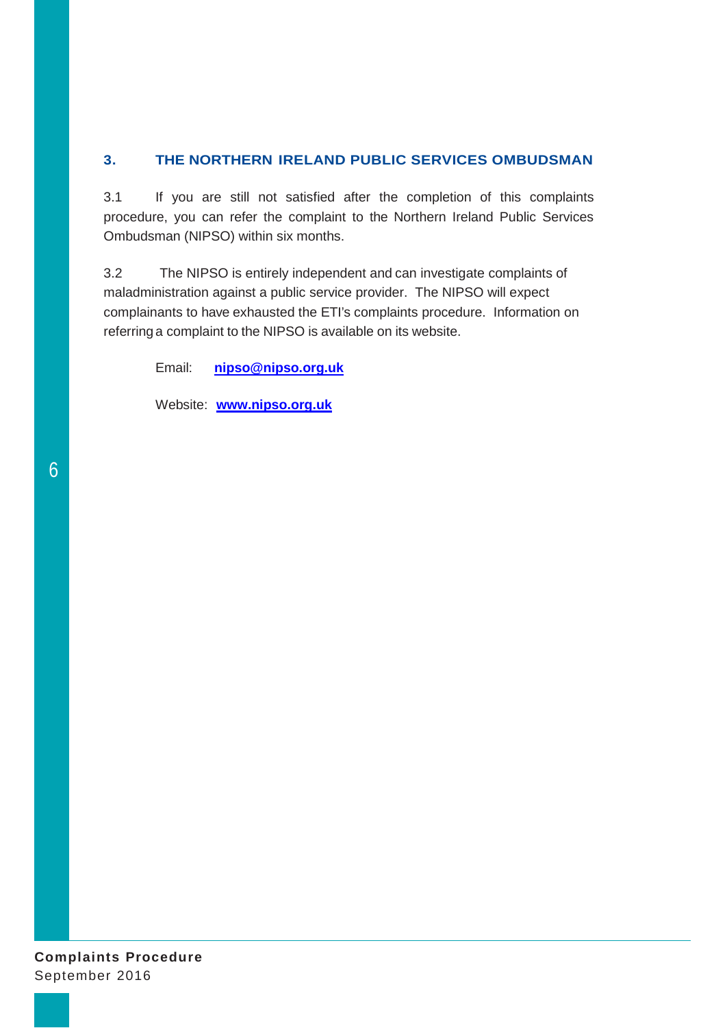## 3. THE NORTHERN IRELAND PUBLIC SERVICES OMBUDSMAN

3.1 If you are still not satisfied after the completion of this complaints procedure, you can refer the complaint to the Northern Ireland Public Services Ombudsman (NIPSO) within six months.

3.2 The NIPSO is entirely independent and can investigate complaints of maladministration against a public service provider. The NIPSO will expect complainants to have exhausted the ETI's complaints procedure. Information on referring a complaint to the NIPSO is available on its website.

Email: **nipso@nipso.org.uk**

Website: **www.nipso.org.uk**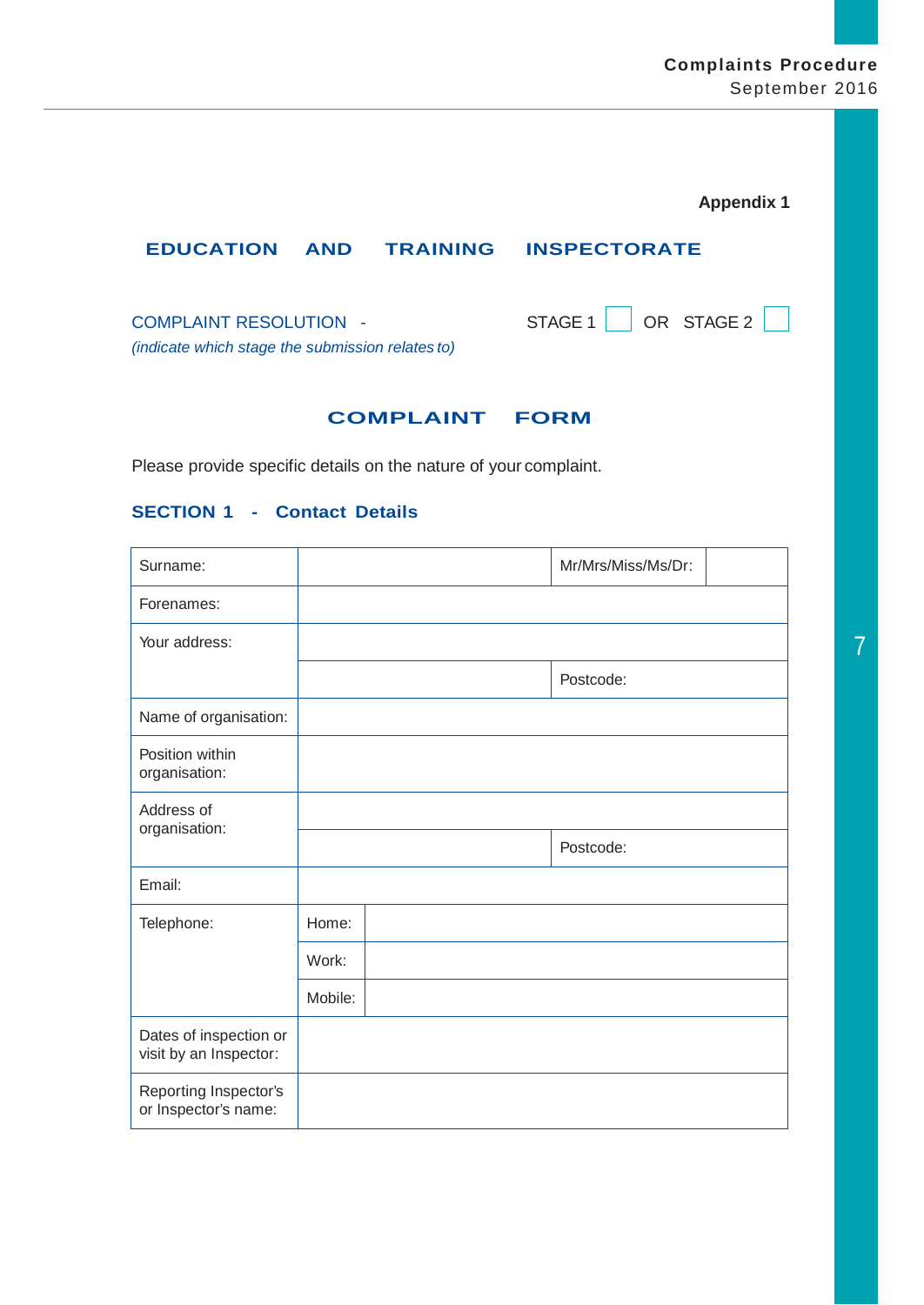**Appendix 1**

## EDUCATION AND TRAINING INSPECTORATE

COMPLAINT RESOLUTION - STAGE 1 ☐ OR STAGE 2 ☐

*(indicate which stage the submission relates to)*

## COMPLAINT FORM

Please provide specific details on the nature of your complaint.

### SECTION 1 - Contact Details

| | | | |
|---|---|---|---|
| Surname: | | Mr/Mrs/Miss/Ms/Dr: | |
| Forenames: | | | |
| Your address: | | | |
| | | Postcode: | |
| Name of organisation: | | | |
| Position within organisation: | | | |
| Address of organisation: | | | |
| | | Postcode: | |
| Email: | | | |
| Telephone: | Home: | | |
| | Work: | | |
| | Mobile: | | |
| Dates of inspection or visit by an Inspector: | | | |
| Reporting Inspector's or Inspector's name: | | | |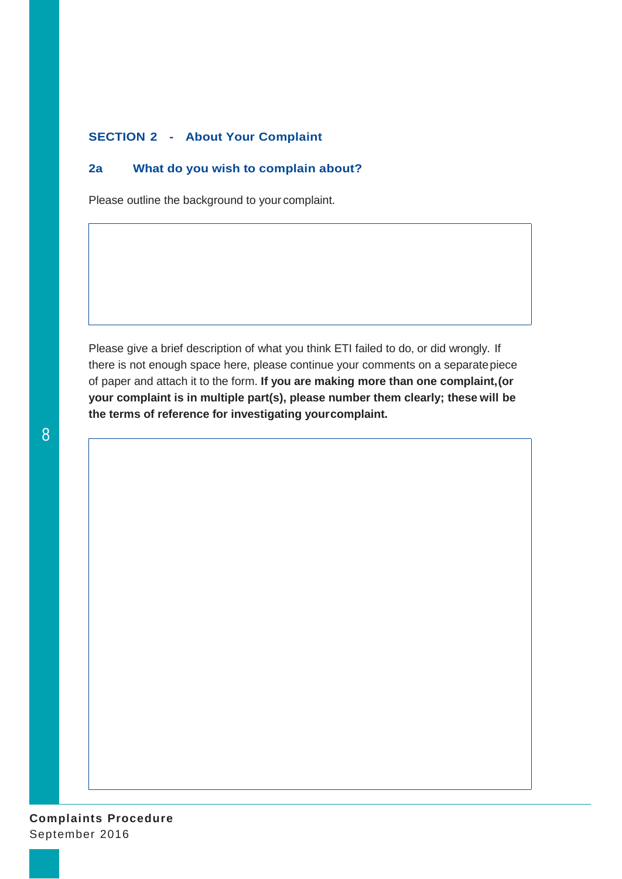## SECTION 2 - About Your Complaint

### 2a What do you wish to complain about?

Please outline the background to your complaint.

Please give a brief description of what you think ETI failed to do, or did wrongly. If there is not enough space here, please continue your comments on a separate piece of paper and attach it to the form. **If you are making more than one complaint, (or your complaint is in multiple part(s), please number them clearly; these will be the terms of reference for investigating your complaint.**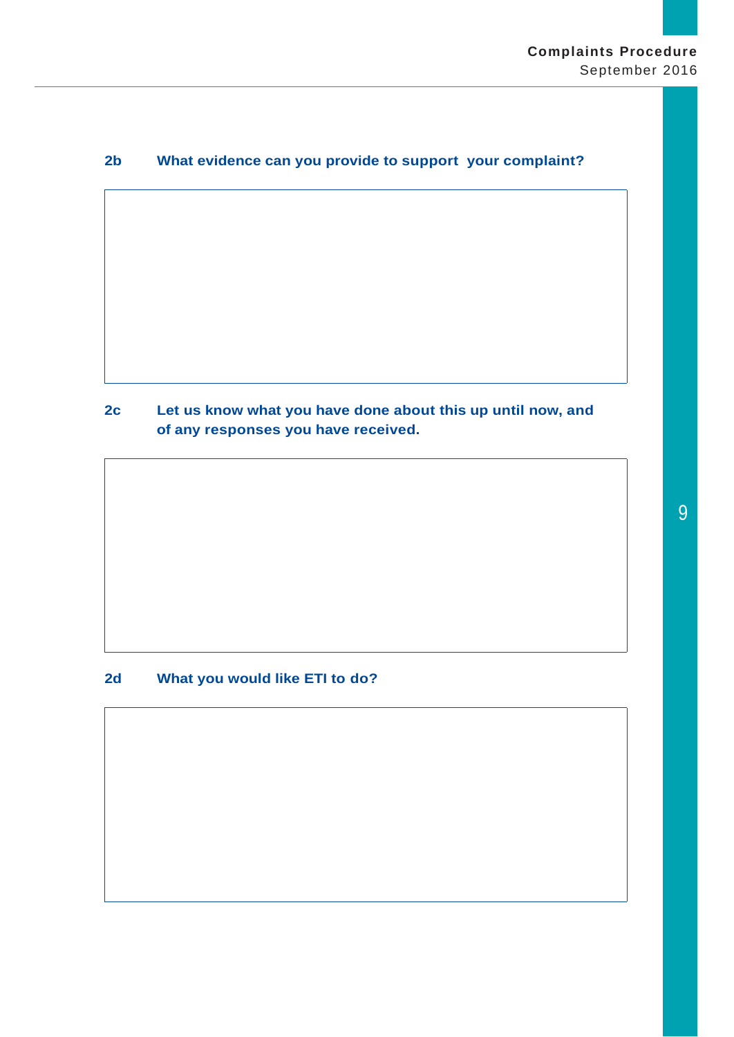**2b What evidence can you provide to support your complaint?**

**2c Let us know what you have done about this up until now, and of any responses you have received.**

**2d What you would like ETI to do?**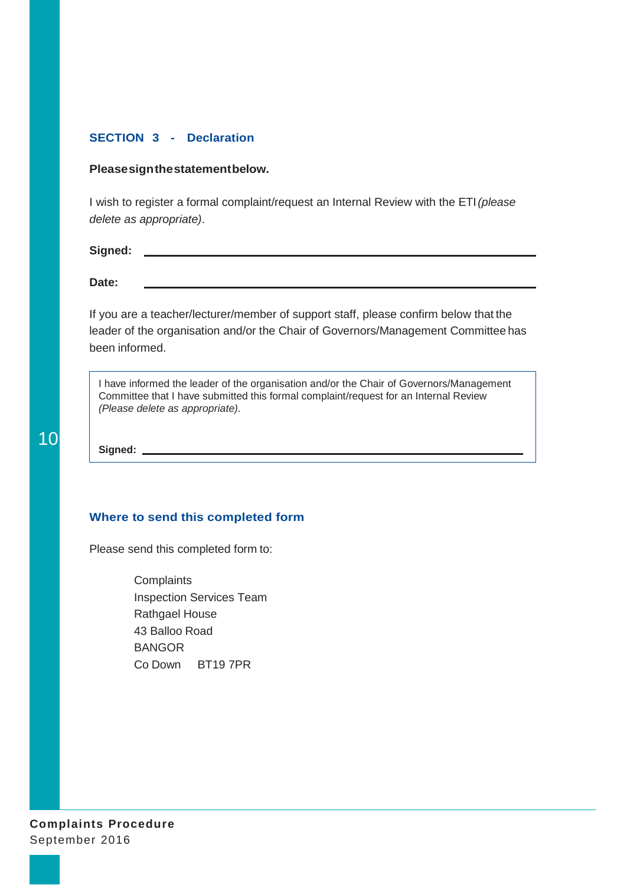## SECTION 3 - Declaration

**Please sign the statement below.**

I wish to register a formal complaint/request an Internal Review with the ETI *(please delete as appropriate)*.

**Signed:** ______________________________________________

**Date:** ______________________________________________

If you are a teacher/lecturer/member of support staff, please confirm below that the leader of the organisation and/or the Chair of Governors/Management Committee has been informed.

> I have informed the leader of the organisation and/or the Chair of Governors/Management Committee that I have submitted this formal complaint/request for an Internal Review *(Please delete as appropriate)*.
>
> **Signed:** ______________________________________________

### Where to send this completed form

Please send this completed form to:

Complaints
Inspection Services Team
Rathgael House
43 Balloo Road
BANGOR
Co Down BT19 7PR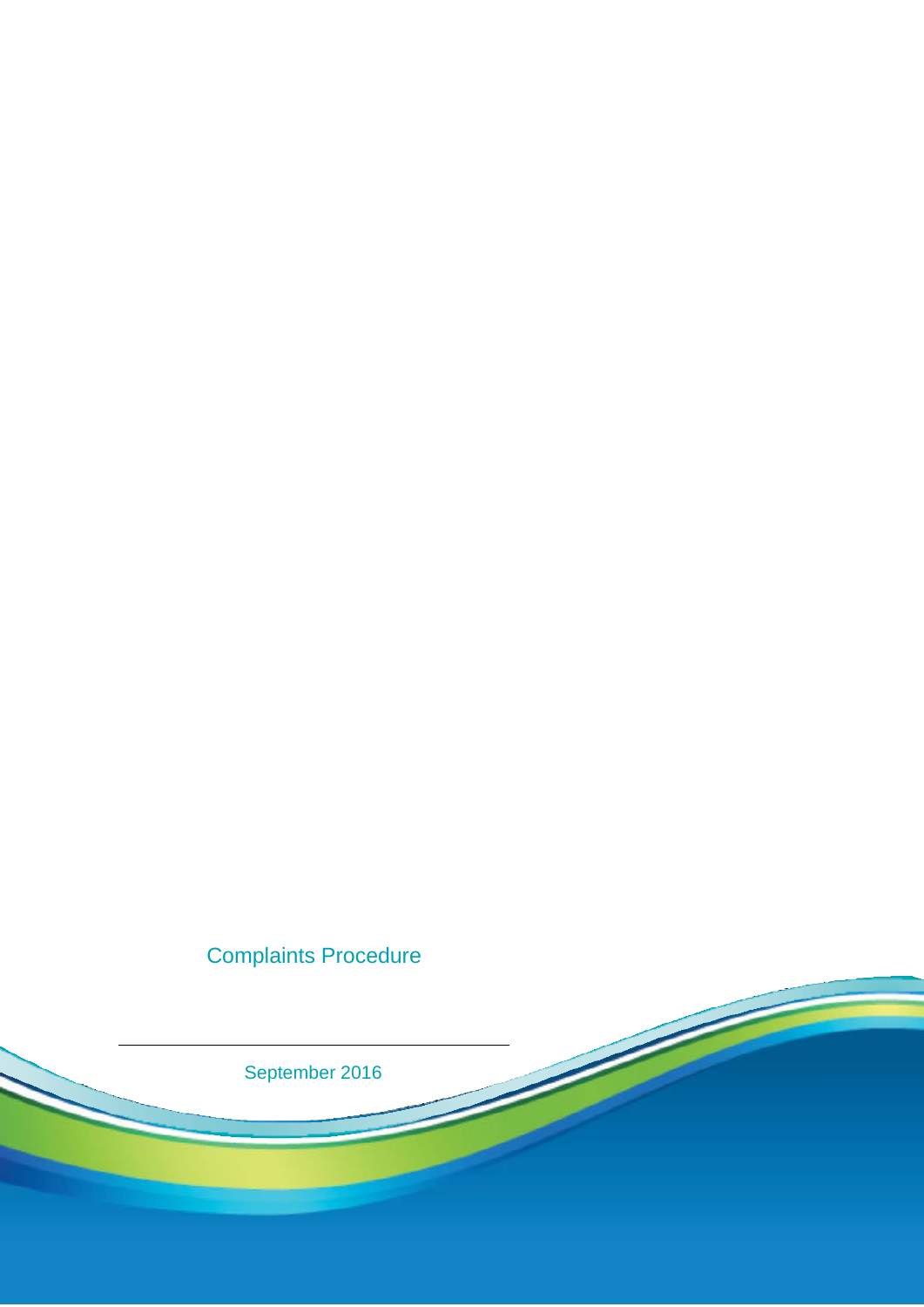Complaints Procedure

September 2016